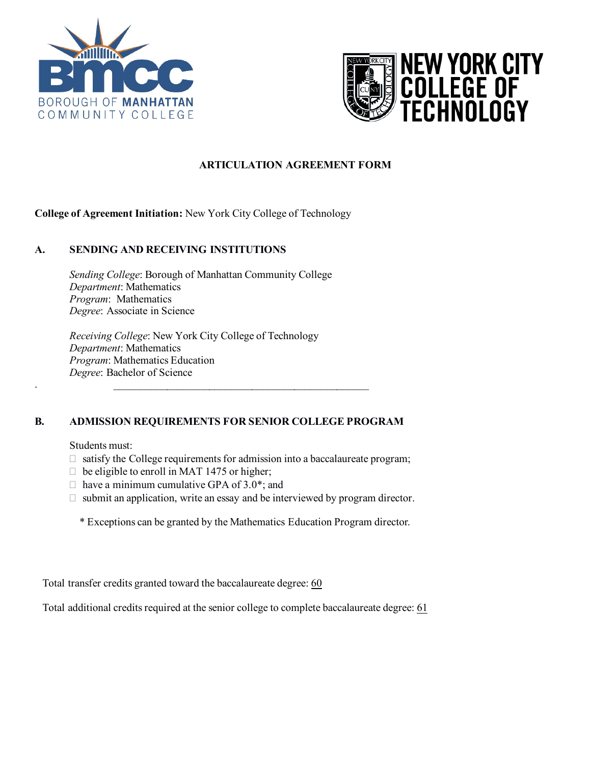# ARTICULATION AGREEMENT FORM

**College of Agreement Initiation:** New York City College of Technology

## A. SENDING AND RECEIVING INSTITUTIONS

*Sending College*: Borough of Manhattan Community College
*Department*: Mathematics
*Program*: Mathematics
*Degree*: Associate in Science

*Receiving College*: New York City College of Technology
*Department*: Mathematics
*Program*: Mathematics Education
*Degree*: Bachelor of Science

---

## B. ADMISSION REQUIREMENTS FOR SENIOR COLLEGE PROGRAM

Students must:

- satisfy the College requirements for admission into a baccalaureate program;
- be eligible to enroll in MAT 1475 or higher;
- have a minimum cumulative GPA of 3.0*; and
- submit an application, write an essay and be interviewed by program director.

\* Exceptions can be granted by the Mathematics Education Program director.

Total transfer credits granted toward the baccalaureate degree: 60

Total additional credits required at the senior college to complete baccalaureate degree: 61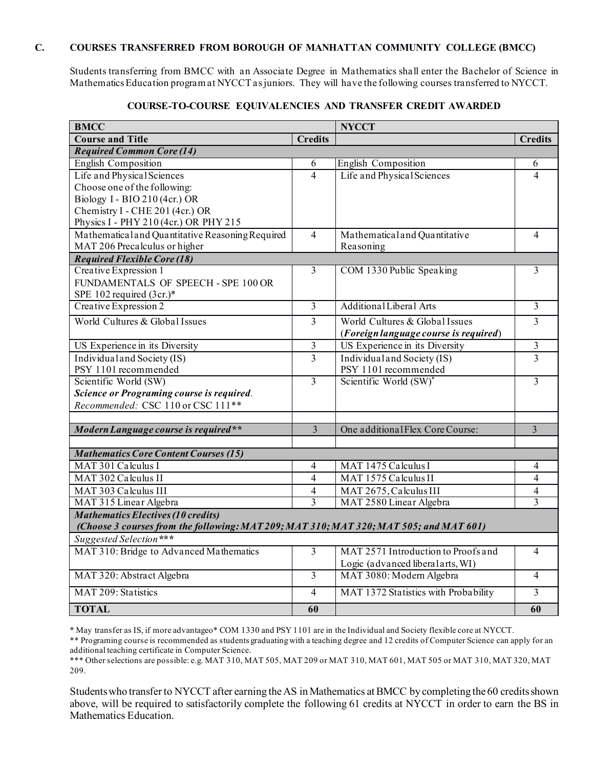### C. COURSES TRANSFERRED FROM BOROUGH OF MANHATTAN COMMUNITY COLLEGE (BMCC)

Students transferring from BMCC with an Associate Degree in Mathematics shall enter the Bachelor of Science in Mathematics Education program at NYCCT as juniors. They will have the following courses transferred to NYCCT.

**COURSE-TO-COURSE EQUIVALENCIES AND TRANSFER CREDIT AWARDED**

| **BMCC** | | **NYCCT** | |
|---|---|---|---|
| **Course and Title** | **Credits** | | **Credits** |
| ***Required Common Core (14)*** | | | |
| English Composition | 6 | English Composition | 6 |
| Life and Physical Sciences<br>Choose one of the following:<br>Biology I - BIO 210 (4cr.) OR<br>Chemistry I - CHE 201 (4cr.) OR<br>Physics I - PHY 210 (4cr.) OR PHY 215 | 4 | Life and Physical Sciences | 4 |
| Mathematical and Quantitative Reasoning Required MAT 206 Precalculus or higher | 4 | Mathematical and Quantitative Reasoning | 4 |
| ***Required Flexible Core (18)*** | | | |
| Creative Expression 1<br>FUNDAMENTALS OF SPEECH - SPE 100 OR SPE 102 required (3cr.)* | 3 | COM 1330 Public Speaking | 3 |
| Creative Expression 2 | 3 | Additional Liberal Arts | 3 |
| World Cultures & Global Issues | 3 | World Cultures & Global Issues<br>(***Foreign language course is required***) | 3 |
| US Experience in its Diversity | 3 | US Experience in its Diversity | 3 |
| Individual and Society (IS)<br>PSY 1101 recommended | 3 | Individual and Society (IS)<br>PSY 1101 recommended | 3 |
| Scientific World (SW)<br>***Science or Programing course is required.***<br>*Recommended:* CSC 110 or CSC 111** | 3 | Scientific World (SW)* | 3 |
| | | | |
| ***Modern Language course is required**** | 3 | One additional Flex Core Course: | 3 |
| | | | |
| ***Mathematics Core Content Courses (15)*** | | | |
| MAT 301 Calculus I | 4 | MAT 1475 Calculus I | 4 |
| MAT 302 Calculus II | 4 | MAT 1575 Calculus II | 4 |
| MAT 303 Calculus III | 4 | MAT 2675, Calculus III | 4 |
| MAT 315 Linear Algebra | 3 | MAT 2580 Linear Algebra | 3 |
| ***Mathematics Electives (10 credits)***<br>***(Choose 3 courses from the following: MAT 209; MAT 310; MAT 320; MAT 505; and MAT 601)*** | | | |
| *Suggested Selection**** | | | |
| MAT 310: Bridge to Advanced Mathematics | 3 | MAT 2571 Introduction to Proofs and Logic (advanced liberal arts, WI) | 4 |
| MAT 320: Abstract Algebra | 3 | MAT 3080: Modern Algebra | 4 |
| MAT 209: Statistics | 4 | MAT 1372 Statistics with Probability | 3 |
| **TOTAL** | **60** | | **60** |

\* May transfer as IS, if more advantageo* COM 1330 and PSY 1101 are in the Individual and Society flexible core at NYCCT.

** Programing course is recommended as students graduating with a teaching degree and 12 credits of Computer Science can apply for an additional teaching certificate in Computer Science.

*** Other selections are possible: e.g. MAT 310, MAT 505, MAT 209 or MAT 310, MAT 601, MAT 505 or MAT 310, MAT 320, MAT 209.

Students who transfer to NYCCT after earning the AS in Mathematics at BMCC by completing the 60 credits shown above, will be required to satisfactorily complete the following 61 credits at NYCCT in order to earn the BS in Mathematics Education.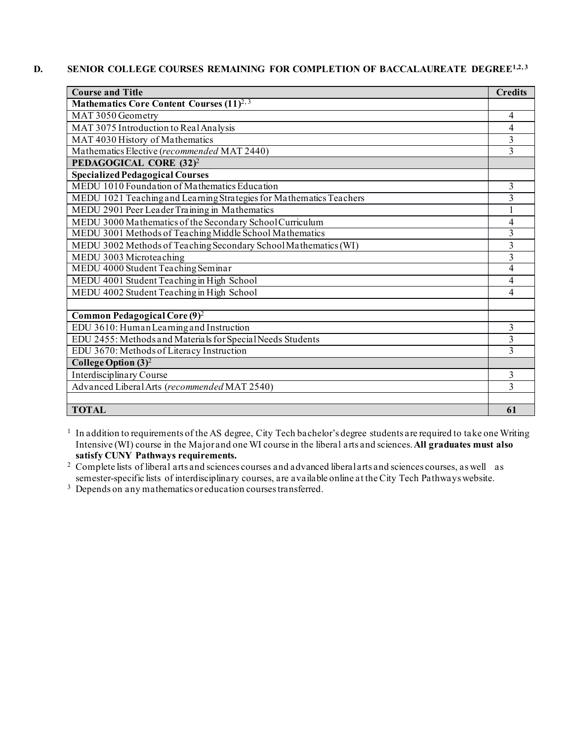## D. SENIOR COLLEGE COURSES REMAINING FOR COMPLETION OF BACCALAUREATE DEGREE[1,2,3]

| Course and Title | Credits |
|---|---|
| **Mathematics Core Content Courses (11)**[2,3] | |
| MAT 3050 Geometry | 4 |
| MAT 3075 Introduction to Real Analysis | 4 |
| MAT 4030 History of Mathematics | 3 |
| Mathematics Elective (*recommended* MAT 2440) | 3 |
| **PEDAGOGICAL CORE (32)**[2] | |
| **Specialized Pedagogical Courses** | |
| MEDU 1010 Foundation of Mathematics Education | 3 |
| MEDU 1021 Teaching and Learning Strategies for Mathematics Teachers | 3 |
| MEDU 2901 Peer Leader Training in Mathematics | 1 |
| MEDU 3000 Mathematics of the Secondary School Curriculum | 4 |
| MEDU 3001 Methods of Teaching Middle School Mathematics | 3 |
| MEDU 3002 Methods of Teaching Secondary School Mathematics (WI) | 3 |
| MEDU 3003 Microteaching | 3 |
| MEDU 4000 Student Teaching Seminar | 4 |
| MEDU 4001 Student Teaching in High School | 4 |
| MEDU 4002 Student Teaching in High School | 4 |
| | |
| **Common Pedagogical Core (9)**[2] | |
| EDU 3610: Human Learning and Instruction | 3 |
| EDU 2455: Methods and Materials for Special Needs Students | 3 |
| EDU 3670: Methods of Literacy Instruction | 3 |
| **College Option (3)**[2] | |
| Interdisciplinary Course | 3 |
| Advanced Liberal Arts (*recommended* MAT 2540) | 3 |
| | |
| **TOTAL** | **61** |

[1] In addition to requirements of the AS degree, City Tech bachelor's degree students are required to take one Writing Intensive (WI) course in the Major and one WI course in the liberal arts and sciences. **All graduates must also satisfy CUNY Pathways requirements.**

[2] Complete lists of liberal arts and sciences courses and advanced liberal arts and sciences courses, as well as semester-specific lists of interdisciplinary courses, are available online at the City Tech Pathways website.

[3] Depends on any mathematics or education courses transferred.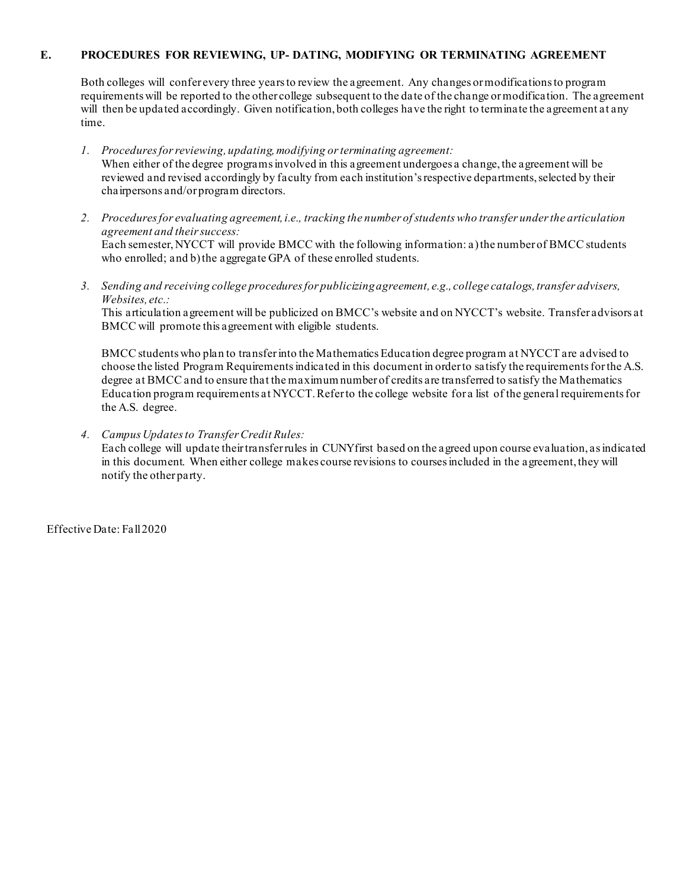## E. PROCEDURES FOR REVIEWING, UP- DATING, MODIFYING OR TERMINATING AGREEMENT

Both colleges will confer every three years to review the agreement. Any changes or modifications to program requirements will be reported to the other college subsequent to the date of the change or modification. The agreement will then be updated accordingly. Given notification, both colleges have the right to terminate the agreement at any time.

1. *Procedures for reviewing, updating, modifying or terminating agreement:*
   When either of the degree programs involved in this agreement undergoes a change, the agreement will be reviewed and revised accordingly by faculty from each institution's respective departments, selected by their chairpersons and/or program directors.

2. *Procedures for evaluating agreement, i.e., tracking the number of students who transfer under the articulation agreement and their success:*
   Each semester, NYCCT will provide BMCC with the following information: a) the number of BMCC students who enrolled; and b) the aggregate GPA of these enrolled students.

3. *Sending and receiving college procedures for publicizing agreement, e.g., college catalogs, transfer advisers, Websites, etc.:*
   This articulation agreement will be publicized on BMCC's website and on NYCCT's website. Transfer advisors at BMCC will promote this agreement with eligible students.

   BMCC students who plan to transfer into the Mathematics Education degree program at NYCCT are advised to choose the listed Program Requirements indicated in this document in order to satisfy the requirements for the A.S. degree at BMCC and to ensure that the maximum number of credits are transferred to satisfy the Mathematics Education program requirements at NYCCT. Refer to the college website for a list of the general requirements for the A.S. degree.

4. *Campus Updates to Transfer Credit Rules:*
   Each college will update their transfer rules in CUNYfirst based on the agreed upon course evaluation, as indicated in this document. When either college makes course revisions to courses included in the agreement, they will notify the other party.

Effective Date: Fall 2020